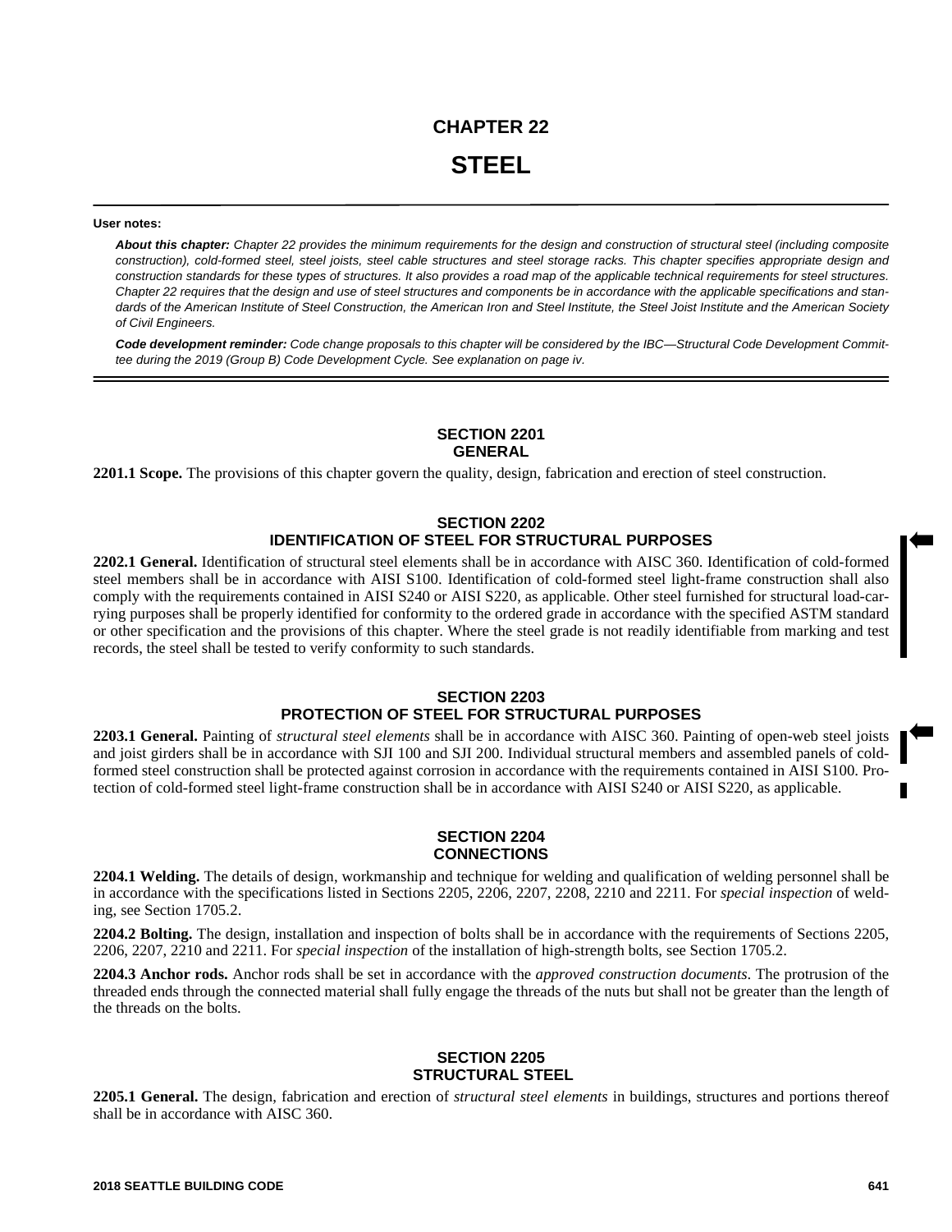# CHAPTER 22

# STEEL

**User notes:**

***About this chapter:*** *Chapter 22 provides the minimum requirements for the design and construction of structural steel (including composite construction), cold-formed steel, steel joists, steel cable structures and steel storage racks. This chapter specifies appropriate design and construction standards for these types of structures. It also provides a road map of the applicable technical requirements for steel structures. Chapter 22 requires that the design and use of steel structures and components be in accordance with the applicable specifications and standards of the American Institute of Steel Construction, the American Iron and Steel Institute, the Steel Joist Institute and the American Society of Civil Engineers.*

***Code development reminder:*** *Code change proposals to this chapter will be considered by the IBC—Structural Code Development Committee during the 2019 (Group B) Code Development Cycle. See explanation on page iv.*

## SECTION 2201 GENERAL

**2201.1 Scope.** The provisions of this chapter govern the quality, design, fabrication and erection of steel construction.

## SECTION 2202 IDENTIFICATION OF STEEL FOR STRUCTURAL PURPOSES

**2202.1 General.** Identification of structural steel elements shall be in accordance with AISC 360. Identification of cold-formed steel members shall be in accordance with AISI S100. Identification of cold-formed steel light-frame construction shall also comply with the requirements contained in AISI S240 or AISI S220, as applicable. Other steel furnished for structural load-carrying purposes shall be properly identified for conformity to the ordered grade in accordance with the specified ASTM standard or other specification and the provisions of this chapter. Where the steel grade is not readily identifiable from marking and test records, the steel shall be tested to verify conformity to such standards.

## SECTION 2203 PROTECTION OF STEEL FOR STRUCTURAL PURPOSES

**2203.1 General.** Painting of *structural steel elements* shall be in accordance with AISC 360. Painting of open-web steel joists and joist girders shall be in accordance with SJI 100 and SJI 200. Individual structural members and assembled panels of cold-formed steel construction shall be protected against corrosion in accordance with the requirements contained in AISI S100. Protection of cold-formed steel light-frame construction shall be in accordance with AISI S240 or AISI S220, as applicable.

## SECTION 2204 CONNECTIONS

**2204.1 Welding.** The details of design, workmanship and technique for welding and qualification of welding personnel shall be in accordance with the specifications listed in Sections 2205, 2206, 2207, 2208, 2210 and 2211. For *special inspection* of welding, see Section 1705.2.

**2204.2 Bolting.** The design, installation and inspection of bolts shall be in accordance with the requirements of Sections 2205, 2206, 2207, 2210 and 2211. For *special inspection* of the installation of high-strength bolts, see Section 1705.2.

**2204.3 Anchor rods.** Anchor rods shall be set in accordance with the *approved construction documents*. The protrusion of the threaded ends through the connected material shall fully engage the threads of the nuts but shall not be greater than the length of the threads on the bolts.

## SECTION 2205 STRUCTURAL STEEL

**2205.1 General.** The design, fabrication and erection of *structural steel elements* in buildings, structures and portions thereof shall be in accordance with AISC 360.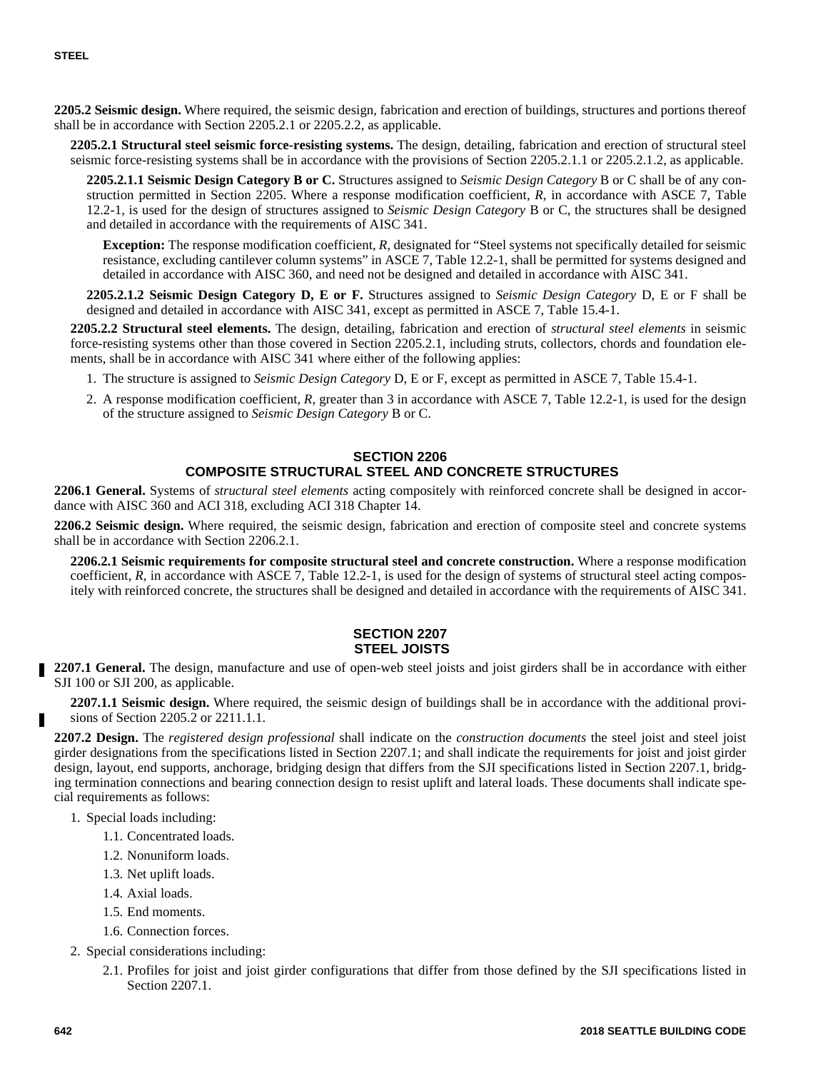**2205.2 Seismic design.** Where required, the seismic design, fabrication and erection of buildings, structures and portions thereof shall be in accordance with Section 2205.2.1 or 2205.2.2, as applicable.

**2205.2.1 Structural steel seismic force-resisting systems.** The design, detailing, fabrication and erection of structural steel seismic force-resisting systems shall be in accordance with the provisions of Section 2205.2.1.1 or 2205.2.1.2, as applicable.

**2205.2.1.1 Seismic Design Category B or C.** Structures assigned to *Seismic Design Category* B or C shall be of any construction permitted in Section 2205. Where a response modification coefficient, *R*, in accordance with ASCE 7, Table 12.2-1, is used for the design of structures assigned to *Seismic Design Category* B or C, the structures shall be designed and detailed in accordance with the requirements of AISC 341.

**Exception:** The response modification coefficient, *R*, designated for "Steel systems not specifically detailed for seismic resistance, excluding cantilever column systems" in ASCE 7, Table 12.2-1, shall be permitted for systems designed and detailed in accordance with AISC 360, and need not be designed and detailed in accordance with AISC 341.

**2205.2.1.2 Seismic Design Category D, E or F.** Structures assigned to *Seismic Design Category* D, E or F shall be designed and detailed in accordance with AISC 341, except as permitted in ASCE 7, Table 15.4-1.

**2205.2.2 Structural steel elements.** The design, detailing, fabrication and erection of *structural steel elements* in seismic force-resisting systems other than those covered in Section 2205.2.1, including struts, collectors, chords and foundation elements, shall be in accordance with AISC 341 where either of the following applies:

1. The structure is assigned to *Seismic Design Category* D, E or F, except as permitted in ASCE 7, Table 15.4-1.
2. A response modification coefficient, *R*, greater than 3 in accordance with ASCE 7, Table 12.2-1, is used for the design of the structure assigned to *Seismic Design Category* B or C.

## SECTION 2206
## COMPOSITE STRUCTURAL STEEL AND CONCRETE STRUCTURES

**2206.1 General.** Systems of *structural steel elements* acting compositely with reinforced concrete shall be designed in accordance with AISC 360 and ACI 318, excluding ACI 318 Chapter 14.

**2206.2 Seismic design.** Where required, the seismic design, fabrication and erection of composite steel and concrete systems shall be in accordance with Section 2206.2.1.

**2206.2.1 Seismic requirements for composite structural steel and concrete construction.** Where a response modification coefficient, *R*, in accordance with ASCE 7, Table 12.2-1, is used for the design of systems of structural steel acting compositely with reinforced concrete, the structures shall be designed and detailed in accordance with the requirements of AISC 341.

## SECTION 2207
## STEEL JOISTS

**2207.1 General.** The design, manufacture and use of open-web steel joists and joist girders shall be in accordance with either SJI 100 or SJI 200, as applicable.

**2207.1.1 Seismic design.** Where required, the seismic design of buildings shall be in accordance with the additional provisions of Section 2205.2 or 2211.1.1.

**2207.2 Design.** The *registered design professional* shall indicate on the *construction documents* the steel joist and steel joist girder designations from the specifications listed in Section 2207.1; and shall indicate the requirements for joist and joist girder design, layout, end supports, anchorage, bridging design that differs from the SJI specifications listed in Section 2207.1, bridging termination connections and bearing connection design to resist uplift and lateral loads. These documents shall indicate special requirements as follows:

1. Special loads including:
   - 1.1. Concentrated loads.
   - 1.2. Nonuniform loads.
   - 1.3. Net uplift loads.
   - 1.4. Axial loads.
   - 1.5. End moments.
   - 1.6. Connection forces.
2. Special considerations including:
   - 2.1. Profiles for joist and joist girder configurations that differ from those defined by the SJI specifications listed in Section 2207.1.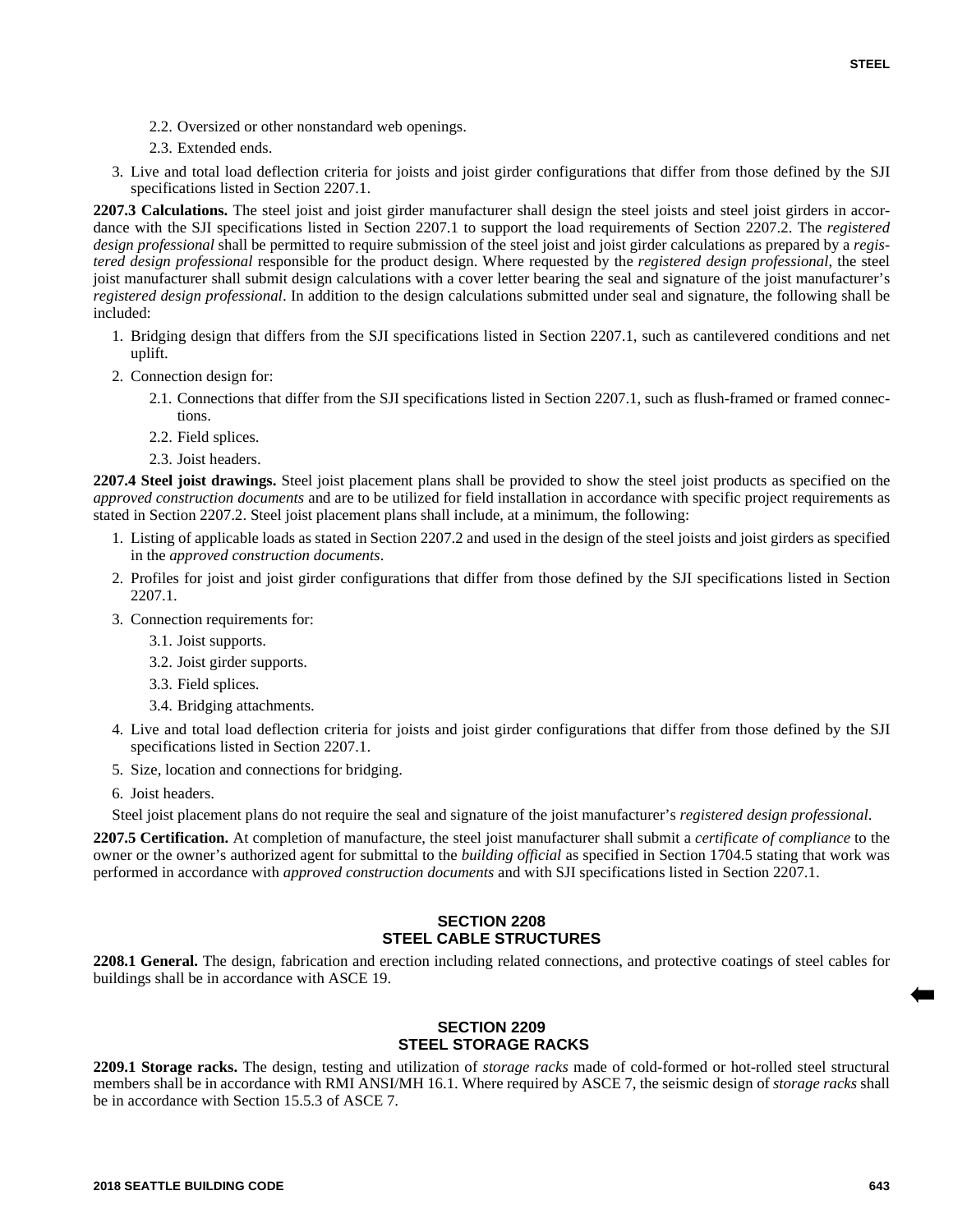2.2. Oversized or other nonstandard web openings.

2.3. Extended ends.

3. Live and total load deflection criteria for joists and joist girder configurations that differ from those defined by the SJI specifications listed in Section 2207.1.

**2207.3 Calculations.** The steel joist and joist girder manufacturer shall design the steel joists and steel joist girders in accordance with the SJI specifications listed in Section 2207.1 to support the load requirements of Section 2207.2. The *registered design professional* shall be permitted to require submission of the steel joist and joist girder calculations as prepared by a *registered design professional* responsible for the product design. Where requested by the *registered design professional*, the steel joist manufacturer shall submit design calculations with a cover letter bearing the seal and signature of the joist manufacturer's *registered design professional*. In addition to the design calculations submitted under seal and signature, the following shall be included:

1. Bridging design that differs from the SJI specifications listed in Section 2207.1, such as cantilevered conditions and net uplift.
2. Connection design for:
   - 2.1. Connections that differ from the SJI specifications listed in Section 2207.1, such as flush-framed or framed connections.
   - 2.2. Field splices.
   - 2.3. Joist headers.

**2207.4 Steel joist drawings.** Steel joist placement plans shall be provided to show the steel joist products as specified on the *approved construction documents* and are to be utilized for field installation in accordance with specific project requirements as stated in Section 2207.2. Steel joist placement plans shall include, at a minimum, the following:

1. Listing of applicable loads as stated in Section 2207.2 and used in the design of the steel joists and joist girders as specified in the *approved construction documents*.
2. Profiles for joist and joist girder configurations that differ from those defined by the SJI specifications listed in Section 2207.1.
3. Connection requirements for:
   - 3.1. Joist supports.
   - 3.2. Joist girder supports.
   - 3.3. Field splices.
   - 3.4. Bridging attachments.
4. Live and total load deflection criteria for joists and joist girder configurations that differ from those defined by the SJI specifications listed in Section 2207.1.
5. Size, location and connections for bridging.
6. Joist headers.

Steel joist placement plans do not require the seal and signature of the joist manufacturer's *registered design professional*.

**2207.5 Certification.** At completion of manufacture, the steel joist manufacturer shall submit a *certificate of compliance* to the owner or the owner's authorized agent for submittal to the *building official* as specified in Section 1704.5 stating that work was performed in accordance with *approved construction documents* and with SJI specifications listed in Section 2207.1.

## SECTION 2208
## STEEL CABLE STRUCTURES

**2208.1 General.** The design, fabrication and erection including related connections, and protective coatings of steel cables for buildings shall be in accordance with ASCE 19.

## SECTION 2209
## STEEL STORAGE RACKS

**2209.1 Storage racks.** The design, testing and utilization of *storage racks* made of cold-formed or hot-rolled steel structural members shall be in accordance with RMI ANSI/MH 16.1. Where required by ASCE 7, the seismic design of *storage racks* shall be in accordance with Section 15.5.3 of ASCE 7.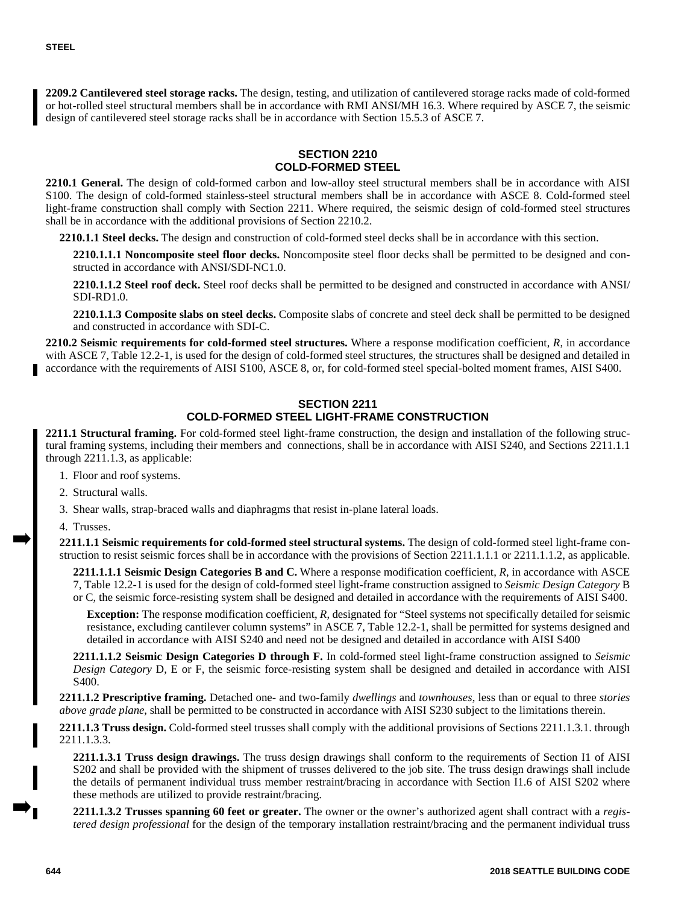**2209.2 Cantilevered steel storage racks.** The design, testing, and utilization of cantilevered storage racks made of cold-formed or hot-rolled steel structural members shall be in accordance with RMI ANSI/MH 16.3. Where required by ASCE 7, the seismic design of cantilevered steel storage racks shall be in accordance with Section 15.5.3 of ASCE 7.

## SECTION 2210
## COLD-FORMED STEEL

**2210.1 General.** The design of cold-formed carbon and low-alloy steel structural members shall be in accordance with AISI S100. The design of cold-formed stainless-steel structural members shall be in accordance with ASCE 8. Cold-formed steel light-frame construction shall comply with Section 2211. Where required, the seismic design of cold-formed steel structures shall be in accordance with the additional provisions of Section 2210.2.

**2210.1.1 Steel decks.** The design and construction of cold-formed steel decks shall be in accordance with this section.

**2210.1.1.1 Noncomposite steel floor decks.** Noncomposite steel floor decks shall be permitted to be designed and constructed in accordance with ANSI/SDI-NC1.0.

**2210.1.1.2 Steel roof deck.** Steel roof decks shall be permitted to be designed and constructed in accordance with ANSI/SDI-RD1.0.

**2210.1.1.3 Composite slabs on steel decks.** Composite slabs of concrete and steel deck shall be permitted to be designed and constructed in accordance with SDI-C.

**2210.2 Seismic requirements for cold-formed steel structures.** Where a response modification coefficient, *R*, in accordance with ASCE 7, Table 12.2-1, is used for the design of cold-formed steel structures, the structures shall be designed and detailed in accordance with the requirements of AISI S100, ASCE 8, or, for cold-formed steel special-bolted moment frames, AISI S400.

## SECTION 2211
## COLD-FORMED STEEL LIGHT-FRAME CONSTRUCTION

**2211.1 Structural framing.** For cold-formed steel light-frame construction, the design and installation of the following structural framing systems, including their members and connections, shall be in accordance with AISI S240, and Sections 2211.1.1 through 2211.1.3, as applicable:

1. Floor and roof systems.
2. Structural walls.
3. Shear walls, strap-braced walls and diaphragms that resist in-plane lateral loads.
4. Trusses.

**2211.1.1 Seismic requirements for cold-formed steel structural systems.** The design of cold-formed steel light-frame construction to resist seismic forces shall be in accordance with the provisions of Section 2211.1.1.1 or 2211.1.1.2, as applicable.

**2211.1.1.1 Seismic Design Categories B and C.** Where a response modification coefficient, *R*, in accordance with ASCE 7, Table 12.2-1 is used for the design of cold-formed steel light-frame construction assigned to *Seismic Design Category* B or C, the seismic force-resisting system shall be designed and detailed in accordance with the requirements of AISI S400.

**Exception:** The response modification coefficient, *R*, designated for "Steel systems not specifically detailed for seismic resistance, excluding cantilever column systems" in ASCE 7, Table 12.2-1, shall be permitted for systems designed and detailed in accordance with AISI S240 and need not be designed and detailed in accordance with AISI S400

**2211.1.1.2 Seismic Design Categories D through F.** In cold-formed steel light-frame construction assigned to *Seismic Design Category* D, E or F, the seismic force-resisting system shall be designed and detailed in accordance with AISI S400.

**2211.1.2 Prescriptive framing.** Detached one- and two-family *dwellings* and *townhouses*, less than or equal to three *stories above grade plane*, shall be permitted to be constructed in accordance with AISI S230 subject to the limitations therein.

**2211.1.3 Truss design.** Cold-formed steel trusses shall comply with the additional provisions of Sections 2211.1.3.1. through 2211.1.3.3.

**2211.1.3.1 Truss design drawings.** The truss design drawings shall conform to the requirements of Section I1 of AISI S202 and shall be provided with the shipment of trusses delivered to the job site. The truss design drawings shall include the details of permanent individual truss member restraint/bracing in accordance with Section I1.6 of AISI S202 where these methods are utilized to provide restraint/bracing.

**2211.1.3.2 Trusses spanning 60 feet or greater.** The owner or the owner's authorized agent shall contract with a *registered design professional* for the design of the temporary installation restraint/bracing and the permanent individual truss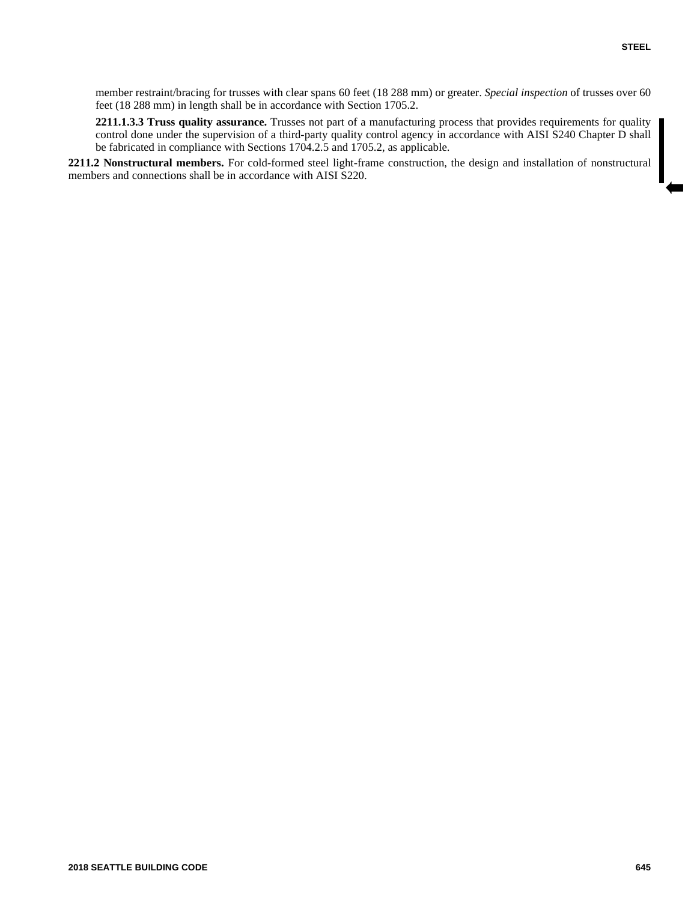member restraint/bracing for trusses with clear spans 60 feet (18 288 mm) or greater. *Special inspection* of trusses over 60 feet (18 288 mm) in length shall be in accordance with Section 1705.2.

**2211.1.3.3 Truss quality assurance.** Trusses not part of a manufacturing process that provides requirements for quality control done under the supervision of a third-party quality control agency in accordance with AISI S240 Chapter D shall be fabricated in compliance with Sections 1704.2.5 and 1705.2, as applicable.

**2211.2 Nonstructural members.** For cold-formed steel light-frame construction, the design and installation of nonstructural members and connections shall be in accordance with AISI S220.